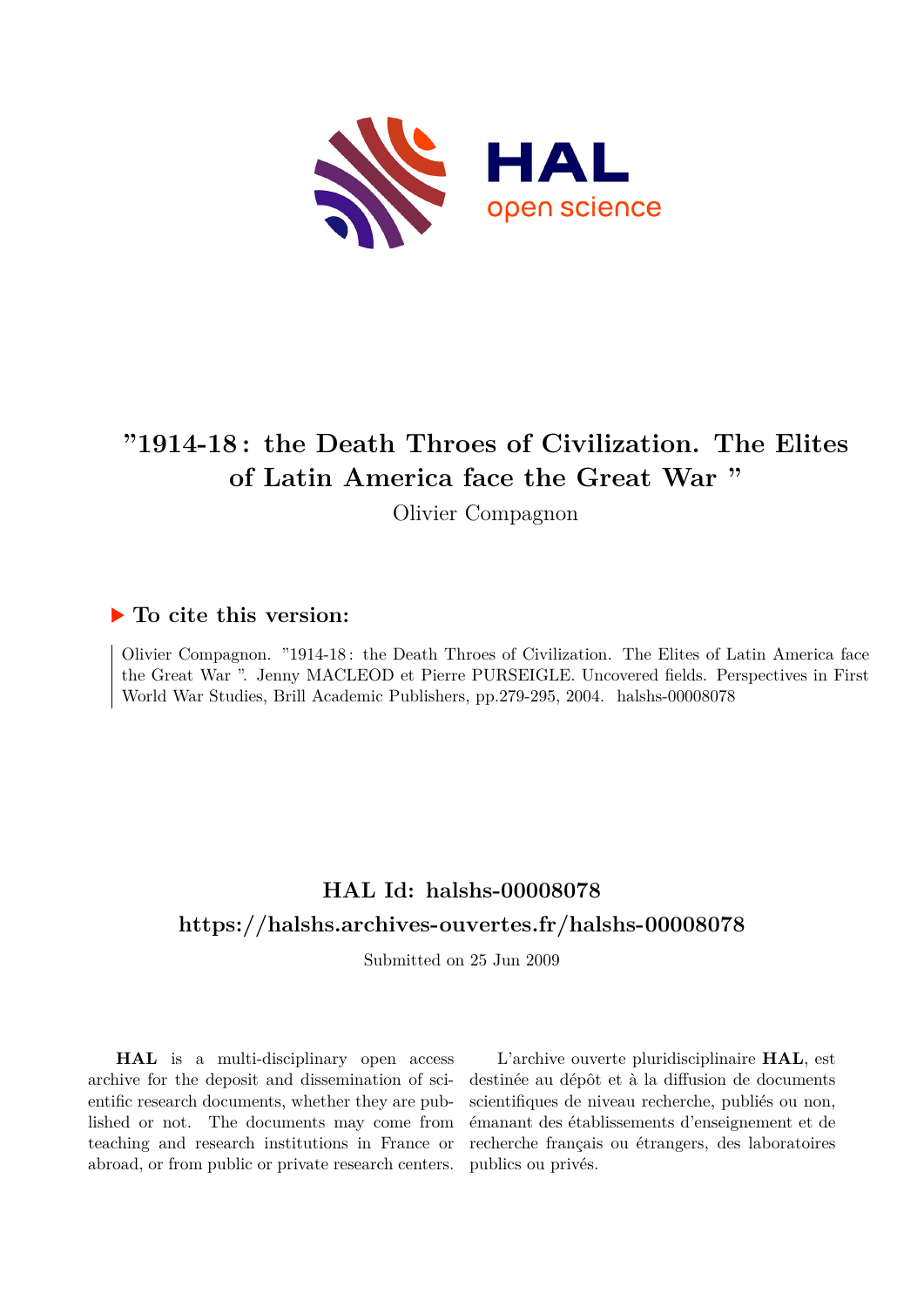# "1914-18 : the Death Throes of Civilization. The Elites of Latin America face the Great War "

Olivier Compagnon

## ▶ To cite this version:

Olivier Compagnon. "1914-18 : the Death Throes of Civilization. The Elites of Latin America face the Great War ". Jenny MACLEOD et Pierre PURSEIGLE. Uncovered fields. Perspectives in First World War Studies, Brill Academic Publishers, pp.279-295, 2004. halshs-00008078

## HAL Id: halshs-00008078

## https://halshs.archives-ouvertes.fr/halshs-00008078

Submitted on 25 Jun 2009

**HAL** is a multi-disciplinary open access archive for the deposit and dissemination of scientific research documents, whether they are published or not. The documents may come from teaching and research institutions in France or abroad, or from public or private research centers.

L'archive ouverte pluridisciplinaire **HAL**, est destinée au dépôt et à la diffusion de documents scientifiques de niveau recherche, publiés ou non, émanant des établissements d'enseignement et de recherche français ou étrangers, des laboratoires publics ou privés.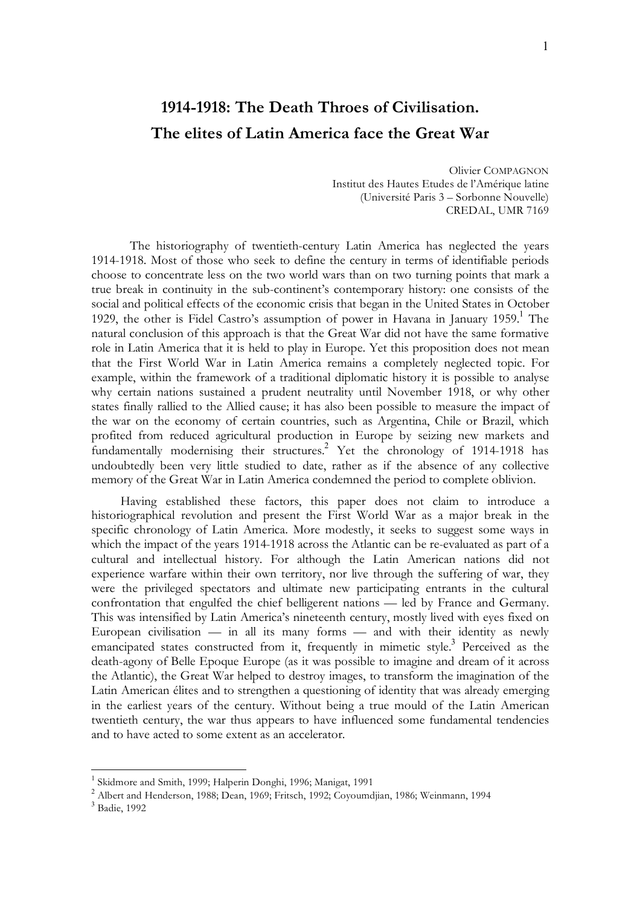# 1914-1918: The Death Throes of Civilisation.
# The elites of Latin America face the Great War

Olivier COMPAGNON
Institut des Hautes Etudes de l'Amérique latine
(Université Paris 3 – Sorbonne Nouvelle)
CREDAL, UMR 7169

The historiography of twentieth-century Latin America has neglected the years 1914-1918. Most of those who seek to define the century in terms of identifiable periods choose to concentrate less on the two world wars than on two turning points that mark a true break in continuity in the sub-continent's contemporary history: one consists of the social and political effects of the economic crisis that began in the United States in October 1929, the other is Fidel Castro's assumption of power in Havana in January 1959.[1] The natural conclusion of this approach is that the Great War did not have the same formative role in Latin America that it is held to play in Europe. Yet this proposition does not mean that the First World War in Latin America remains a completely neglected topic. For example, within the framework of a traditional diplomatic history it is possible to analyse why certain nations sustained a prudent neutrality until November 1918, or why other states finally rallied to the Allied cause; it has also been possible to measure the impact of the war on the economy of certain countries, such as Argentina, Chile or Brazil, which profited from reduced agricultural production in Europe by seizing new markets and fundamentally modernising their structures.[2] Yet the chronology of 1914-1918 has undoubtedly been very little studied to date, rather as if the absence of any collective memory of the Great War in Latin America condemned the period to complete oblivion.

Having established these factors, this paper does not claim to introduce a historiographical revolution and present the First World War as a major break in the specific chronology of Latin America. More modestly, it seeks to suggest some ways in which the impact of the years 1914-1918 across the Atlantic can be re-evaluated as part of a cultural and intellectual history. For although the Latin American nations did not experience warfare within their own territory, nor live through the suffering of war, they were the privileged spectators and ultimate new participating entrants in the cultural confrontation that engulfed the chief belligerent nations — led by France and Germany. This was intensified by Latin America's nineteenth century, mostly lived with eyes fixed on European civilisation — in all its many forms — and with their identity as newly emancipated states constructed from it, frequently in mimetic style.[3] Perceived as the death-agony of Belle Epoque Europe (as it was possible to imagine and dream of it across the Atlantic), the Great War helped to destroy images, to transform the imagination of the Latin American élites and to strengthen a questioning of identity that was already emerging in the earliest years of the century. Without being a true mould of the Latin American twentieth century, the war thus appears to have influenced some fundamental tendencies and to have acted to some extent as an accelerator.

---

[1] Skidmore and Smith, 1999; Halperin Donghi, 1996; Manigat, 1991

[2] Albert and Henderson, 1988; Dean, 1969; Fritsch, 1992; Coyoumdjian, 1986; Weinmann, 1994

[3] Badie, 1992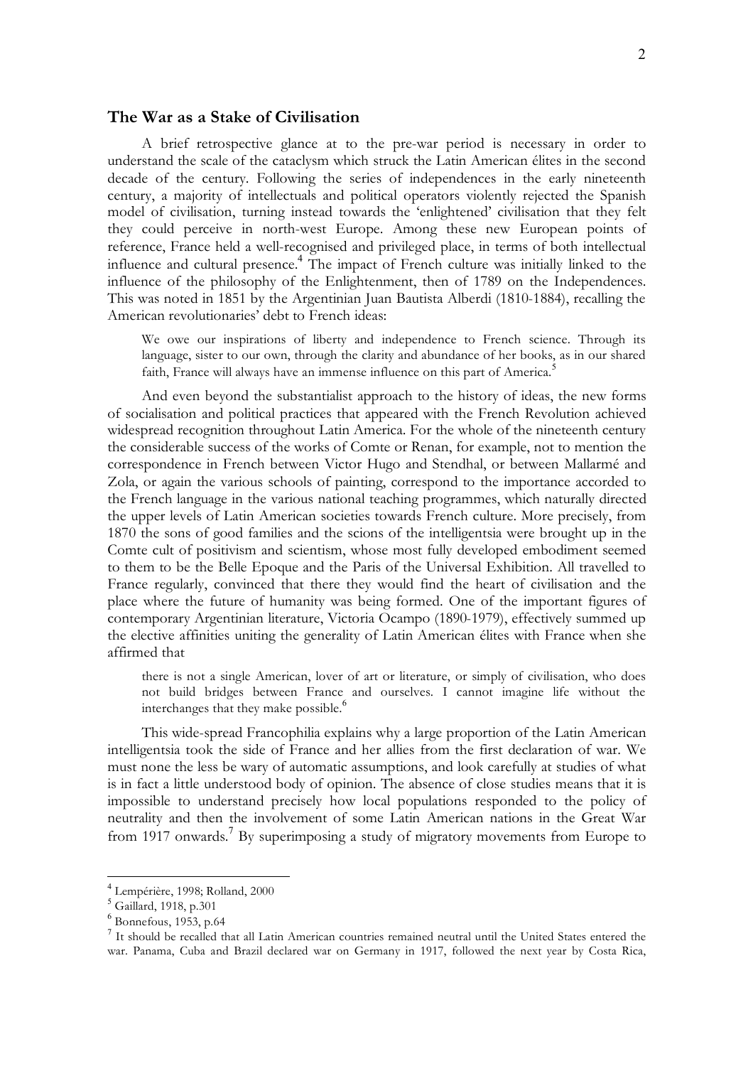## The War as a Stake of Civilisation

A brief retrospective glance at to the pre-war period is necessary in order to understand the scale of the cataclysm which struck the Latin American élites in the second decade of the century. Following the series of independences in the early nineteenth century, a majority of intellectuals and political operators violently rejected the Spanish model of civilisation, turning instead towards the 'enlightened' civilisation that they felt they could perceive in north-west Europe. Among these new European points of reference, France held a well-recognised and privileged place, in terms of both intellectual influence and cultural presence.[4] The impact of French culture was initially linked to the influence of the philosophy of the Enlightenment, then of 1789 on the Independences. This was noted in 1851 by the Argentinian Juan Bautista Alberdi (1810-1884), recalling the American revolutionaries' debt to French ideas:

> We owe our inspirations of liberty and independence to French science. Through its language, sister to our own, through the clarity and abundance of her books, as in our shared faith, France will always have an immense influence on this part of America.[5]

And even beyond the substantialist approach to the history of ideas, the new forms of socialisation and political practices that appeared with the French Revolution achieved widespread recognition throughout Latin America. For the whole of the nineteenth century the considerable success of the works of Comte or Renan, for example, not to mention the correspondence in French between Victor Hugo and Stendhal, or between Mallarmé and Zola, or again the various schools of painting, correspond to the importance accorded to the French language in the various national teaching programmes, which naturally directed the upper levels of Latin American societies towards French culture. More precisely, from 1870 the sons of good families and the scions of the intelligentsia were brought up in the Comte cult of positivism and scientism, whose most fully developed embodiment seemed to them to be the Belle Epoque and the Paris of the Universal Exhibition. All travelled to France regularly, convinced that there they would find the heart of civilisation and the place where the future of humanity was being formed. One of the important figures of contemporary Argentinian literature, Victoria Ocampo (1890-1979), effectively summed up the elective affinities uniting the generality of Latin American élites with France when she affirmed that

> there is not a single American, lover of art or literature, or simply of civilisation, who does not build bridges between France and ourselves. I cannot imagine life without the interchanges that they make possible.[6]

This wide-spread Francophilia explains why a large proportion of the Latin American intelligentsia took the side of France and her allies from the first declaration of war. We must none the less be wary of automatic assumptions, and look carefully at studies of what is in fact a little understood body of opinion. The absence of close studies means that it is impossible to understand precisely how local populations responded to the policy of neutrality and then the involvement of some Latin American nations in the Great War from 1917 onwards.[7] By superimposing a study of migratory movements from Europe to

---

[4] Lempérière, 1998; Rolland, 2000

[5] Gaillard, 1918, p.301

[6] Bonnefous, 1953, p.64

[7] It should be recalled that all Latin American countries remained neutral until the United States entered the war. Panama, Cuba and Brazil declared war on Germany in 1917, followed the next year by Costa Rica,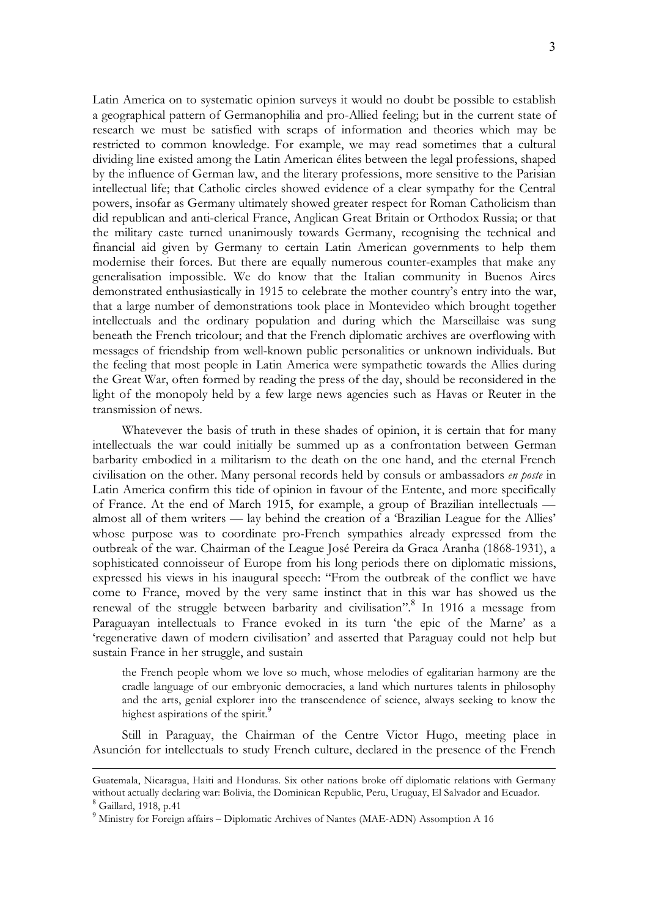Latin America on to systematic opinion surveys it would no doubt be possible to establish a geographical pattern of Germanophilia and pro-Allied feeling; but in the current state of research we must be satisfied with scraps of information and theories which may be restricted to common knowledge. For example, we may read sometimes that a cultural dividing line existed among the Latin American élites between the legal professions, shaped by the influence of German law, and the literary professions, more sensitive to the Parisian intellectual life; that Catholic circles showed evidence of a clear sympathy for the Central powers, insofar as Germany ultimately showed greater respect for Roman Catholicism than did republican and anti-clerical France, Anglican Great Britain or Orthodox Russia; or that the military caste turned unanimously towards Germany, recognising the technical and financial aid given by Germany to certain Latin American governments to help them modernise their forces. But there are equally numerous counter-examples that make any generalisation impossible. We do know that the Italian community in Buenos Aires demonstrated enthusiastically in 1915 to celebrate the mother country's entry into the war, that a large number of demonstrations took place in Montevideo which brought together intellectuals and the ordinary population and during which the Marseillaise was sung beneath the French tricolour; and that the French diplomatic archives are overflowing with messages of friendship from well-known public personalities or unknown individuals. But the feeling that most people in Latin America were sympathetic towards the Allies during the Great War, often formed by reading the press of the day, should be reconsidered in the light of the monopoly held by a few large news agencies such as Havas or Reuter in the transmission of news.

Whatevever the basis of truth in these shades of opinion, it is certain that for many intellectuals the war could initially be summed up as a confrontation between German barbarity embodied in a militarism to the death on the one hand, and the eternal French civilisation on the other. Many personal records held by consuls or ambassadors *en poste* in Latin America confirm this tide of opinion in favour of the Entente, and more specifically of France. At the end of March 1915, for example, a group of Brazilian intellectuals — almost all of them writers — lay behind the creation of a 'Brazilian League for the Allies' whose purpose was to coordinate pro-French sympathies already expressed from the outbreak of the war. Chairman of the League José Pereira da Graca Aranha (1868-1931), a sophisticated connoisseur of Europe from his long periods there on diplomatic missions, expressed his views in his inaugural speech: "From the outbreak of the conflict we have come to France, moved by the very same instinct that in this war has showed us the renewal of the struggle between barbarity and civilisation".[8] In 1916 a message from Paraguayan intellectuals to France evoked in its turn 'the epic of the Marne' as a 'regenerative dawn of modern civilisation' and asserted that Paraguay could not help but sustain France in her struggle, and sustain

> the French people whom we love so much, whose melodies of egalitarian harmony are the cradle language of our embryonic democracies, a land which nurtures talents in philosophy and the arts, genial explorer into the transcendence of science, always seeking to know the highest aspirations of the spirit.[9]

Still in Paraguay, the Chairman of the Centre Victor Hugo, meeting place in Asunción for intellectuals to study French culture, declared in the presence of the French

---

Guatemala, Nicaragua, Haiti and Honduras. Six other nations broke off diplomatic relations with Germany without actually declaring war: Bolivia, the Dominican Republic, Peru, Uruguay, El Salvador and Ecuador.

[8] Gaillard, 1918, p.41

[9] Ministry for Foreign affairs – Diplomatic Archives of Nantes (MAE-ADN) Assomption A 16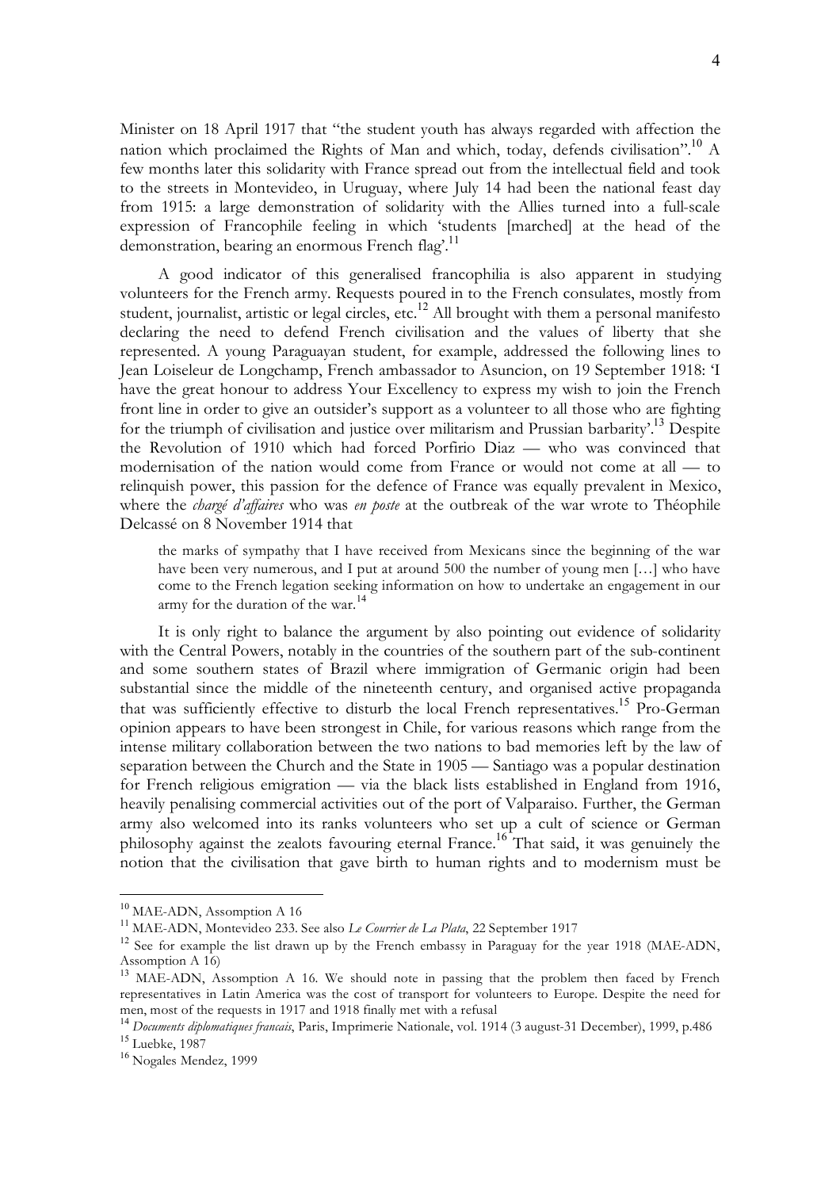Minister on 18 April 1917 that "the student youth has always regarded with affection the nation which proclaimed the Rights of Man and which, today, defends civilisation".[10] A few months later this solidarity with France spread out from the intellectual field and took to the streets in Montevideo, in Uruguay, where July 14 had been the national feast day from 1915: a large demonstration of solidarity with the Allies turned into a full-scale expression of Francophile feeling in which 'students [marched] at the head of the demonstration, bearing an enormous French flag'.[11]

A good indicator of this generalised francophilia is also apparent in studying volunteers for the French army. Requests poured in to the French consulates, mostly from student, journalist, artistic or legal circles, etc.[12] All brought with them a personal manifesto declaring the need to defend French civilisation and the values of liberty that she represented. A young Paraguayan student, for example, addressed the following lines to Jean Loiseleur de Longchamp, French ambassador to Asuncion, on 19 September 1918: 'I have the great honour to address Your Excellency to express my wish to join the French front line in order to give an outsider's support as a volunteer to all those who are fighting for the triumph of civilisation and justice over militarism and Prussian barbarity'.[13] Despite the Revolution of 1910 which had forced Porfirio Diaz — who was convinced that modernisation of the nation would come from France or would not come at all — to relinquish power, this passion for the defence of France was equally prevalent in Mexico, where the *chargé d'affaires* who was *en poste* at the outbreak of the war wrote to Théophile Delcassé on 8 November 1914 that

> the marks of sympathy that I have received from Mexicans since the beginning of the war have been very numerous, and I put at around 500 the number of young men […] who have come to the French legation seeking information on how to undertake an engagement in our army for the duration of the war.[14]

It is only right to balance the argument by also pointing out evidence of solidarity with the Central Powers, notably in the countries of the southern part of the sub-continent and some southern states of Brazil where immigration of Germanic origin had been substantial since the middle of the nineteenth century, and organised active propaganda that was sufficiently effective to disturb the local French representatives.[15] Pro-German opinion appears to have been strongest in Chile, for various reasons which range from the intense military collaboration between the two nations to bad memories left by the law of separation between the Church and the State in 1905 — Santiago was a popular destination for French religious emigration — via the black lists established in England from 1916, heavily penalising commercial activities out of the port of Valparaiso. Further, the German army also welcomed into its ranks volunteers who set up a cult of science or German philosophy against the zealots favouring eternal France.[16] That said, it was genuinely the notion that the civilisation that gave birth to human rights and to modernism must be

---

[10] MAE-ADN, Assomption A 16

[11] MAE-ADN, Montevideo 233. See also *Le Courrier de La Plata*, 22 September 1917

[12] See for example the list drawn up by the French embassy in Paraguay for the year 1918 (MAE-ADN, Assomption A 16)

[13] MAE-ADN, Assomption A 16. We should note in passing that the problem then faced by French representatives in Latin America was the cost of transport for volunteers to Europe. Despite the need for men, most of the requests in 1917 and 1918 finally met with a refusal

[14] *Documents diplomatiques francais*, Paris, Imprimerie Nationale, vol. 1914 (3 august-31 December), 1999, p.486

[15] Luebke, 1987

[16] Nogales Mendez, 1999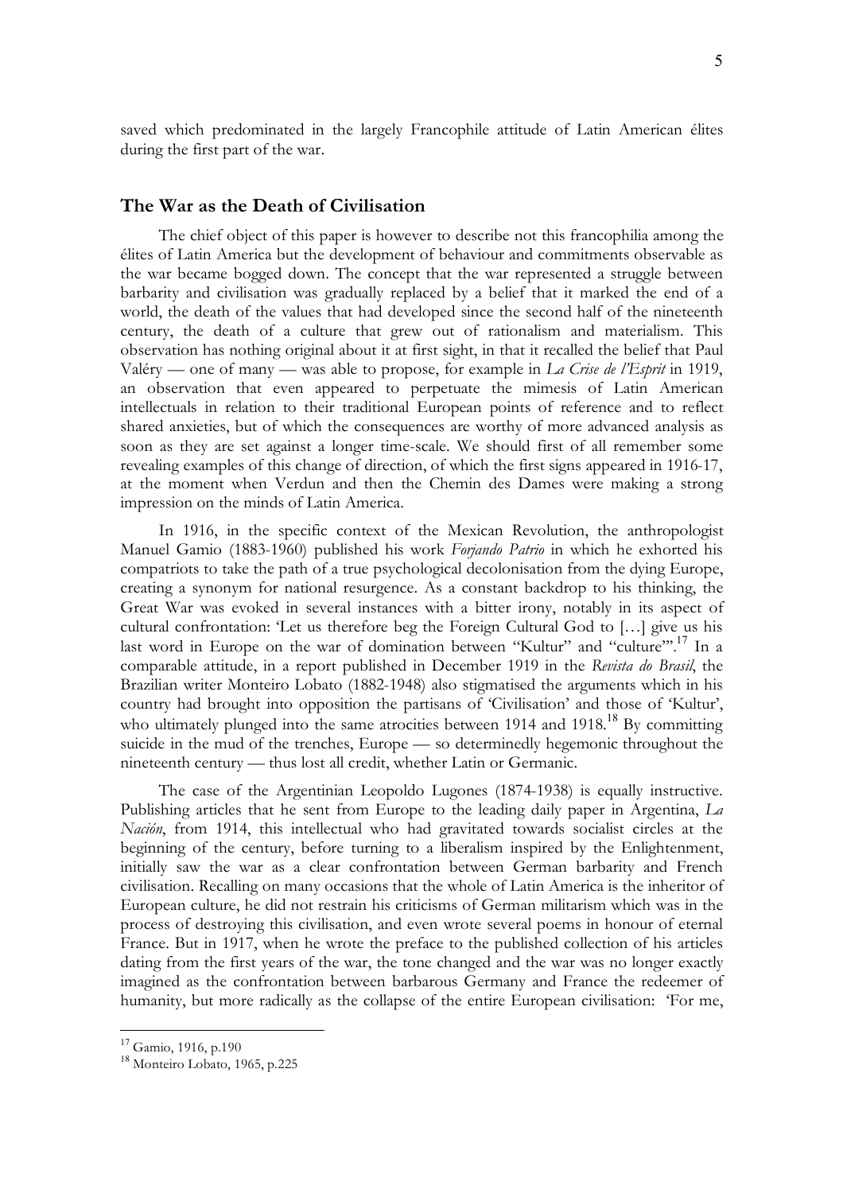saved which predominated in the largely Francophile attitude of Latin American élites during the first part of the war.

## The War as the Death of Civilisation

The chief object of this paper is however to describe not this francophilia among the élites of Latin America but the development of behaviour and commitments observable as the war became bogged down. The concept that the war represented a struggle between barbarity and civilisation was gradually replaced by a belief that it marked the end of a world, the death of the values that had developed since the second half of the nineteenth century, the death of a culture that grew out of rationalism and materialism. This observation has nothing original about it at first sight, in that it recalled the belief that Paul Valéry — one of many — was able to propose, for example in *La Crise de l'Esprit* in 1919, an observation that even appeared to perpetuate the mimesis of Latin American intellectuals in relation to their traditional European points of reference and to reflect shared anxieties, but of which the consequences are worthy of more advanced analysis as soon as they are set against a longer time-scale. We should first of all remember some revealing examples of this change of direction, of which the first signs appeared in 1916-17, at the moment when Verdun and then the Chemin des Dames were making a strong impression on the minds of Latin America.

In 1916, in the specific context of the Mexican Revolution, the anthropologist Manuel Gamio (1883-1960) published his work *Forjando Patrio* in which he exhorted his compatriots to take the path of a true psychological decolonisation from the dying Europe, creating a synonym for national resurgence. As a constant backdrop to his thinking, the Great War was evoked in several instances with a bitter irony, notably in its aspect of cultural confrontation: 'Let us therefore beg the Foreign Cultural God to […] give us his last word in Europe on the war of domination between "Kultur" and "culture"'.[17] In a comparable attitude, in a report published in December 1919 in the *Revista do Brasil*, the Brazilian writer Monteiro Lobato (1882-1948) also stigmatised the arguments which in his country had brought into opposition the partisans of 'Civilisation' and those of 'Kultur', who ultimately plunged into the same atrocities between 1914 and 1918.[18] By committing suicide in the mud of the trenches, Europe — so determinedly hegemonic throughout the nineteenth century — thus lost all credit, whether Latin or Germanic.

The case of the Argentinian Leopoldo Lugones (1874-1938) is equally instructive. Publishing articles that he sent from Europe to the leading daily paper in Argentina, *La Nación*, from 1914, this intellectual who had gravitated towards socialist circles at the beginning of the century, before turning to a liberalism inspired by the Enlightenment, initially saw the war as a clear confrontation between German barbarity and French civilisation. Recalling on many occasions that the whole of Latin America is the inheritor of European culture, he did not restrain his criticisms of German militarism which was in the process of destroying this civilisation, and even wrote several poems in honour of eternal France. But in 1917, when he wrote the preface to the published collection of his articles dating from the first years of the war, the tone changed and the war was no longer exactly imagined as the confrontation between barbarous Germany and France the redeemer of humanity, but more radically as the collapse of the entire European civilisation: 'For me,

---

[17] Gamio, 1916, p.190

[18] Monteiro Lobato, 1965, p.225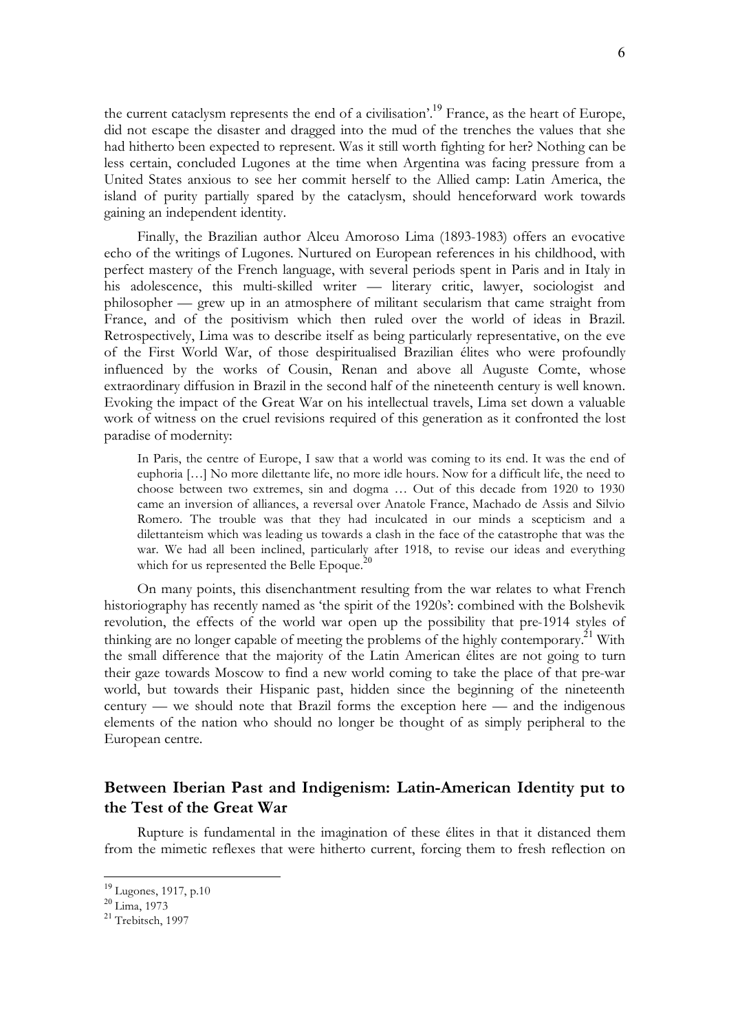the current cataclysm represents the end of a civilisation'.[19] France, as the heart of Europe, did not escape the disaster and dragged into the mud of the trenches the values that she had hitherto been expected to represent. Was it still worth fighting for her? Nothing can be less certain, concluded Lugones at the time when Argentina was facing pressure from a United States anxious to see her commit herself to the Allied camp: Latin America, the island of purity partially spared by the cataclysm, should henceforward work towards gaining an independent identity.

Finally, the Brazilian author Alceu Amoroso Lima (1893-1983) offers an evocative echo of the writings of Lugones. Nurtured on European references in his childhood, with perfect mastery of the French language, with several periods spent in Paris and in Italy in his adolescence, this multi-skilled writer — literary critic, lawyer, sociologist and philosopher — grew up in an atmosphere of militant secularism that came straight from France, and of the positivism which then ruled over the world of ideas in Brazil. Retrospectively, Lima was to describe itself as being particularly representative, on the eve of the First World War, of those despiritualised Brazilian élites who were profoundly influenced by the works of Cousin, Renan and above all Auguste Comte, whose extraordinary diffusion in Brazil in the second half of the nineteenth century is well known. Evoking the impact of the Great War on his intellectual travels, Lima set down a valuable work of witness on the cruel revisions required of this generation as it confronted the lost paradise of modernity:

> In Paris, the centre of Europe, I saw that a world was coming to its end. It was the end of euphoria […] No more dilettante life, no more idle hours. Now for a difficult life, the need to choose between two extremes, sin and dogma … Out of this decade from 1920 to 1930 came an inversion of alliances, a reversal over Anatole France, Machado de Assis and Silvio Romero. The trouble was that they had inculcated in our minds a scepticism and a dilettanteism which was leading us towards a clash in the face of the catastrophe that was the war. We had all been inclined, particularly after 1918, to revise our ideas and everything which for us represented the Belle Epoque.[20]

On many points, this disenchantment resulting from the war relates to what French historiography has recently named as 'the spirit of the 1920s': combined with the Bolshevik revolution, the effects of the world war open up the possibility that pre-1914 styles of thinking are no longer capable of meeting the problems of the highly contemporary.[21] With the small difference that the majority of the Latin American élites are not going to turn their gaze towards Moscow to find a new world coming to take the place of that pre-war world, but towards their Hispanic past, hidden since the beginning of the nineteenth century — we should note that Brazil forms the exception here — and the indigenous elements of the nation who should no longer be thought of as simply peripheral to the European centre.

## Between Iberian Past and Indigenism: Latin-American Identity put to the Test of the Great War

Rupture is fundamental in the imagination of these élites in that it distanced them from the mimetic reflexes that were hitherto current, forcing them to fresh reflection on

---

[19] Lugones, 1917, p.10

[20] Lima, 1973

[21] Trebitsch, 1997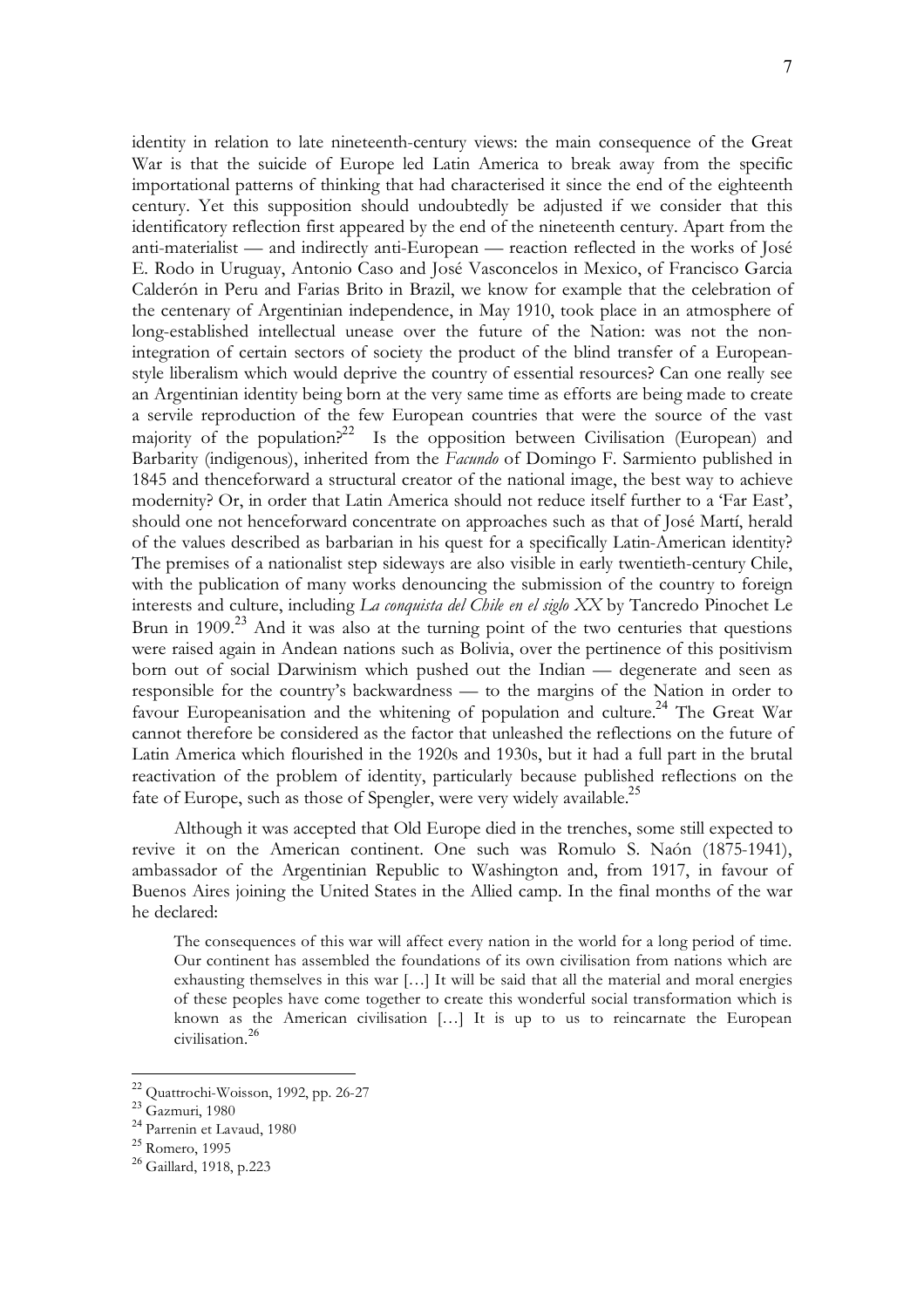identity in relation to late nineteenth-century views: the main consequence of the Great War is that the suicide of Europe led Latin America to break away from the specific importational patterns of thinking that had characterised it since the end of the eighteenth century. Yet this supposition should undoubtedly be adjusted if we consider that this identificatory reflection first appeared by the end of the nineteenth century. Apart from the anti-materialist — and indirectly anti-European — reaction reflected in the works of José E. Rodo in Uruguay, Antonio Caso and José Vasconcelos in Mexico, of Francisco Garcia Calderón in Peru and Farias Brito in Brazil, we know for example that the celebration of the centenary of Argentinian independence, in May 1910, took place in an atmosphere of long-established intellectual unease over the future of the Nation: was not the non-integration of certain sectors of society the product of the blind transfer of a European-style liberalism which would deprive the country of essential resources? Can one really see an Argentinian identity being born at the very same time as efforts are being made to create a servile reproduction of the few European countries that were the source of the vast majority of the population?[22] Is the opposition between Civilisation (European) and Barbarity (indigenous), inherited from the *Facundo* of Domingo F. Sarmiento published in 1845 and thenceforward a structural creator of the national image, the best way to achieve modernity? Or, in order that Latin America should not reduce itself further to a 'Far East', should one not henceforward concentrate on approaches such as that of José Martí, herald of the values described as barbarian in his quest for a specifically Latin-American identity? The premises of a nationalist step sideways are also visible in early twentieth-century Chile, with the publication of many works denouncing the submission of the country to foreign interests and culture, including *La conquista del Chile en el siglo XX* by Tancredo Pinochet Le Brun in 1909.[23] And it was also at the turning point of the two centuries that questions were raised again in Andean nations such as Bolivia, over the pertinence of this positivism born out of social Darwinism which pushed out the Indian — degenerate and seen as responsible for the country's backwardness — to the margins of the Nation in order to favour Europeanisation and the whitening of population and culture.[24] The Great War cannot therefore be considered as the factor that unleashed the reflections on the future of Latin America which flourished in the 1920s and 1930s, but it had a full part in the brutal reactivation of the problem of identity, particularly because published reflections on the fate of Europe, such as those of Spengler, were very widely available.[25]

Although it was accepted that Old Europe died in the trenches, some still expected to revive it on the American continent. One such was Romulo S. Naón (1875-1941), ambassador of the Argentinian Republic to Washington and, from 1917, in favour of Buenos Aires joining the United States in the Allied camp. In the final months of the war he declared:

> The consequences of this war will affect every nation in the world for a long period of time. Our continent has assembled the foundations of its own civilisation from nations which are exhausting themselves in this war […] It will be said that all the material and moral energies of these peoples have come together to create this wonderful social transformation which is known as the American civilisation […] It is up to us to reincarnate the European civilisation.[26]

---

[22] Quattrochi-Woisson, 1992, pp. 26-27

[23] Gazmuri, 1980

[24] Parrenin et Lavaud, 1980

[25] Romero, 1995

[26] Gaillard, 1918, p.223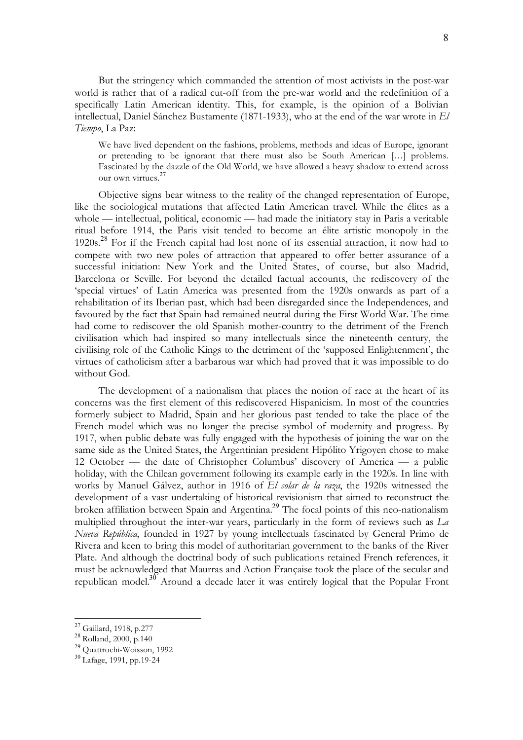But the stringency which commanded the attention of most activists in the post-war world is rather that of a radical cut-off from the pre-war world and the redefinition of a specifically Latin American identity. This, for example, is the opinion of a Bolivian intellectual, Daniel Sánchez Bustamente (1871-1933), who at the end of the war wrote in *El Tiempo*, La Paz:

> We have lived dependent on the fashions, problems, methods and ideas of Europe, ignorant or pretending to be ignorant that there must also be South American […] problems. Fascinated by the dazzle of the Old World, we have allowed a heavy shadow to extend across our own virtues.[27]

Objective signs bear witness to the reality of the changed representation of Europe, like the sociological mutations that affected Latin American travel. While the élites as a whole — intellectual, political, economic — had made the initiatory stay in Paris a veritable ritual before 1914, the Paris visit tended to become an élite artistic monopoly in the 1920s.[28] For if the French capital had lost none of its essential attraction, it now had to compete with two new poles of attraction that appeared to offer better assurance of a successful initiation: New York and the United States, of course, but also Madrid, Barcelona or Seville. For beyond the detailed factual accounts, the rediscovery of the 'special virtues' of Latin America was presented from the 1920s onwards as part of a rehabilitation of its Iberian past, which had been disregarded since the Independences, and favoured by the fact that Spain had remained neutral during the First World War. The time had come to rediscover the old Spanish mother-country to the detriment of the French civilisation which had inspired so many intellectuals since the nineteenth century, the civilising role of the Catholic Kings to the detriment of the 'supposed Enlightenment', the virtues of catholicism after a barbarous war which had proved that it was impossible to do without God.

The development of a nationalism that places the notion of race at the heart of its concerns was the first element of this rediscovered Hispanicism. In most of the countries formerly subject to Madrid, Spain and her glorious past tended to take the place of the French model which was no longer the precise symbol of modernity and progress. By 1917, when public debate was fully engaged with the hypothesis of joining the war on the same side as the United States, the Argentinian president Hipólito Yrigoyen chose to make 12 October — the date of Christopher Columbus' discovery of America — a public holiday, with the Chilean government following its example early in the 1920s. In line with works by Manuel Gálvez, author in 1916 of *El solar de la raza*, the 1920s witnessed the development of a vast undertaking of historical revisionism that aimed to reconstruct the broken affiliation between Spain and Argentina.[29] The focal points of this neo-nationalism multiplied throughout the inter-war years, particularly in the form of reviews such as *La Nueva República*, founded in 1927 by young intellectuals fascinated by General Primo de Rivera and keen to bring this model of authoritarian government to the banks of the River Plate. And although the doctrinal body of such publications retained French references, it must be acknowledged that Maurras and Action Française took the place of the secular and republican model.[30] Around a decade later it was entirely logical that the Popular Front

---

[27] Gaillard, 1918, p.277

[28] Rolland, 2000, p.140

[29] Quattrochi-Woisson, 1992

[30] Lafage, 1991, pp.19-24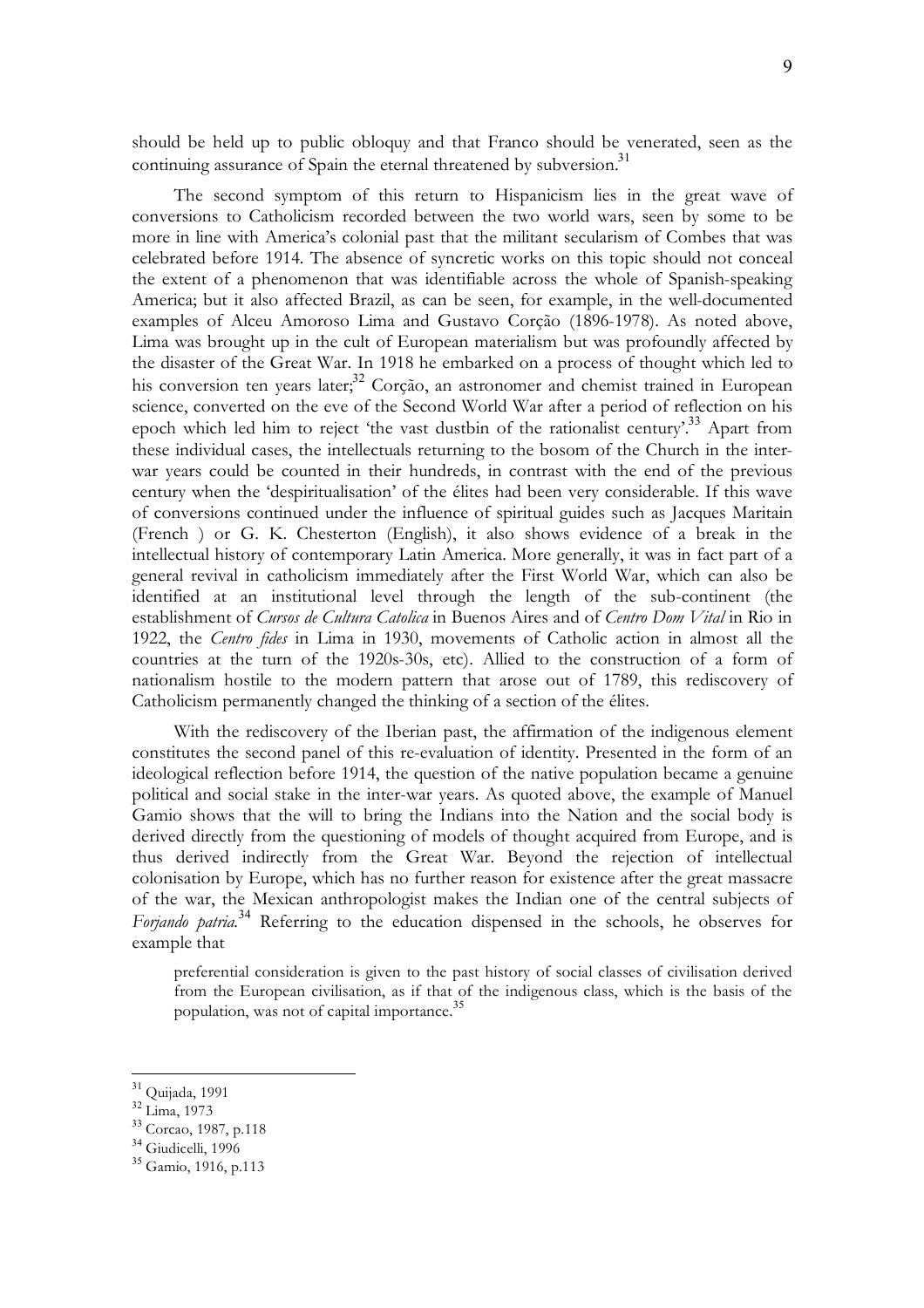should be held up to public obloquy and that Franco should be venerated, seen as the continuing assurance of Spain the eternal threatened by subversion.[31]

The second symptom of this return to Hispanicism lies in the great wave of conversions to Catholicism recorded between the two world wars, seen by some to be more in line with America's colonial past that the militant secularism of Combes that was celebrated before 1914. The absence of syncretic works on this topic should not conceal the extent of a phenomenon that was identifiable across the whole of Spanish-speaking America; but it also affected Brazil, as can be seen, for example, in the well-documented examples of Alceu Amoroso Lima and Gustavo Corção (1896-1978). As noted above, Lima was brought up in the cult of European materialism but was profoundly affected by the disaster of the Great War. In 1918 he embarked on a process of thought which led to his conversion ten years later;[32] Corção, an astronomer and chemist trained in European science, converted on the eve of the Second World War after a period of reflection on his epoch which led him to reject 'the vast dustbin of the rationalist century'.[33] Apart from these individual cases, the intellectuals returning to the bosom of the Church in the inter-war years could be counted in their hundreds, in contrast with the end of the previous century when the 'despiritualisation' of the élites had been very considerable. If this wave of conversions continued under the influence of spiritual guides such as Jacques Maritain (French ) or G. K. Chesterton (English), it also shows evidence of a break in the intellectual history of contemporary Latin America. More generally, it was in fact part of a general revival in catholicism immediately after the First World War, which can also be identified at an institutional level through the length of the sub-continent (the establishment of *Cursos de Cultura Catolica* in Buenos Aires and of *Centro Dom Vital* in Rio in 1922, the *Centro fides* in Lima in 1930, movements of Catholic action in almost all the countries at the turn of the 1920s-30s, etc). Allied to the construction of a form of nationalism hostile to the modern pattern that arose out of 1789, this rediscovery of Catholicism permanently changed the thinking of a section of the élites.

With the rediscovery of the Iberian past, the affirmation of the indigenous element constitutes the second panel of this re-evaluation of identity. Presented in the form of an ideological reflection before 1914, the question of the native population became a genuine political and social stake in the inter-war years. As quoted above, the example of Manuel Gamio shows that the will to bring the Indians into the Nation and the social body is derived directly from the questioning of models of thought acquired from Europe, and is thus derived indirectly from the Great War. Beyond the rejection of intellectual colonisation by Europe, which has no further reason for existence after the great massacre of the war, the Mexican anthropologist makes the Indian one of the central subjects of *Forjando patria*.[34] Referring to the education dispensed in the schools, he observes for example that

> preferential consideration is given to the past history of social classes of civilisation derived from the European civilisation, as if that of the indigenous class, which is the basis of the population, was not of capital importance.[35]

---

[31] Quijada, 1991

[32] Lima, 1973

[33] Corcao, 1987, p.118

[34] Giudicelli, 1996

[35] Gamio, 1916, p.113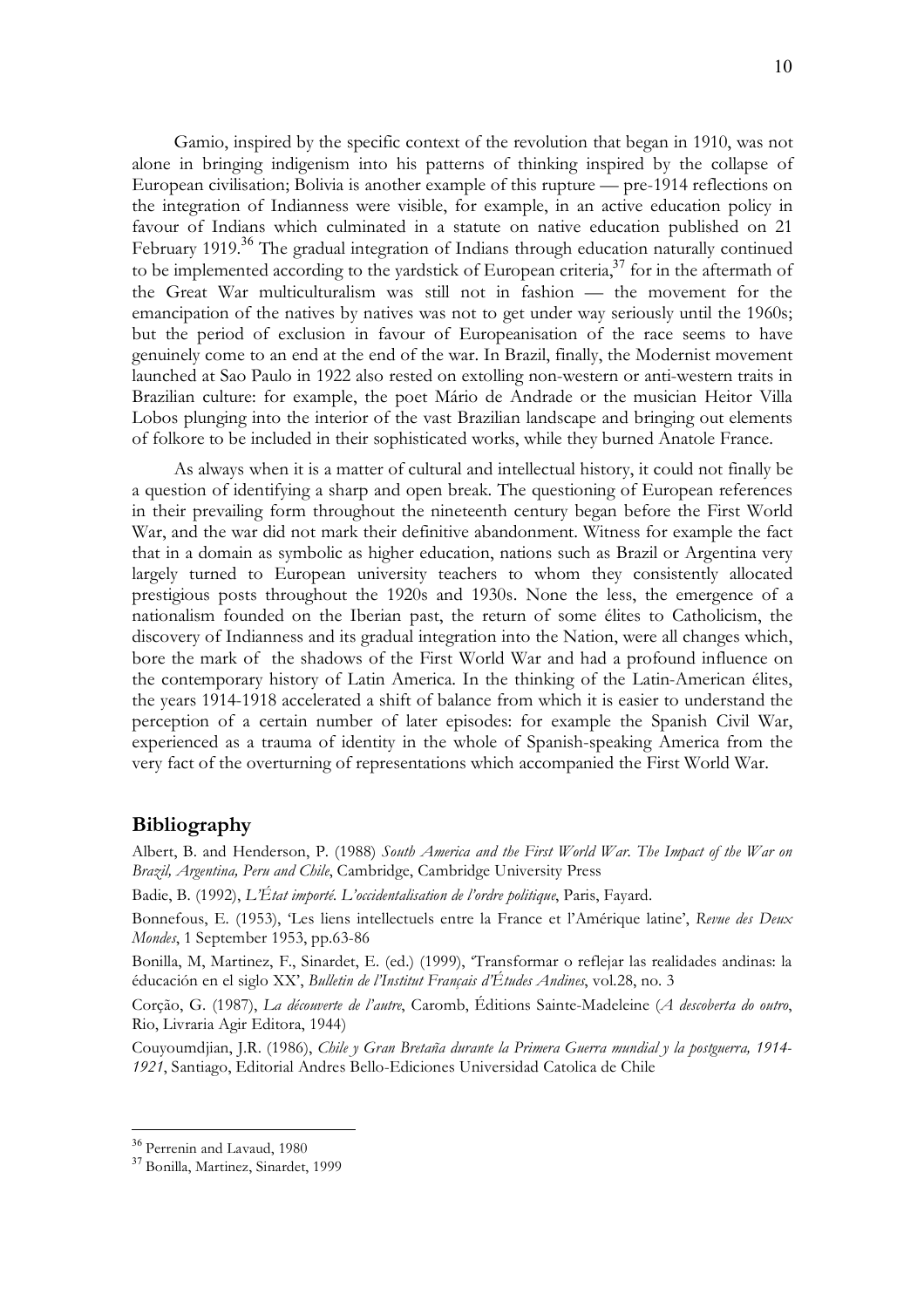Gamio, inspired by the specific context of the revolution that began in 1910, was not alone in bringing indigenism into his patterns of thinking inspired by the collapse of European civilisation; Bolivia is another example of this rupture — pre-1914 reflections on the integration of Indianness were visible, for example, in an active education policy in favour of Indians which culminated in a statute on native education published on 21 February 1919.[36] The gradual integration of Indians through education naturally continued to be implemented according to the yardstick of European criteria,[37] for in the aftermath of the Great War multiculturalism was still not in fashion — the movement for the emancipation of the natives by natives was not to get under way seriously until the 1960s; but the period of exclusion in favour of Europeanisation of the race seems to have genuinely come to an end at the end of the war. In Brazil, finally, the Modernist movement launched at Sao Paulo in 1922 also rested on extolling non-western or anti-western traits in Brazilian culture: for example, the poet Mário de Andrade or the musician Heitor Villa Lobos plunging into the interior of the vast Brazilian landscape and bringing out elements of folkore to be included in their sophisticated works, while they burned Anatole France.

As always when it is a matter of cultural and intellectual history, it could not finally be a question of identifying a sharp and open break. The questioning of European references in their prevailing form throughout the nineteenth century began before the First World War, and the war did not mark their definitive abandonment. Witness for example the fact that in a domain as symbolic as higher education, nations such as Brazil or Argentina very largely turned to European university teachers to whom they consistently allocated prestigious posts throughout the 1920s and 1930s. None the less, the emergence of a nationalism founded on the Iberian past, the return of some élites to Catholicism, the discovery of Indianness and its gradual integration into the Nation, were all changes which, bore the mark of the shadows of the First World War and had a profound influence on the contemporary history of Latin America. In the thinking of the Latin-American élites, the years 1914-1918 accelerated a shift of balance from which it is easier to understand the perception of a certain number of later episodes: for example the Spanish Civil War, experienced as a trauma of identity in the whole of Spanish-speaking America from the very fact of the overturning of representations which accompanied the First World War.

## Bibliography

Albert, B. and Henderson, P. (1988) *South America and the First World War. The Impact of the War on Brazil, Argentina, Peru and Chile*, Cambridge, Cambridge University Press

Badie, B. (1992), *L'État importé. L'occidentalisation de l'ordre politique*, Paris, Fayard.

Bonnefous, E. (1953), 'Les liens intellectuels entre la France et l'Amérique latine', *Revue des Deux Mondes*, 1 September 1953, pp.63-86

Bonilla, M, Martinez, F., Sinardet, E. (ed.) (1999), 'Transformar o reflejar las realidades andinas: la éducación en el siglo XX', *Bulletin de l'Institut Français d'Études Andines*, vol.28, no. 3

Corção, G. (1987), *La découverte de l'autre*, Caromb, Éditions Sainte-Madeleine (*A descoberta do outro*, Rio, Livraria Agir Editora, 1944)

Couyoumdjian, J.R. (1986), *Chile y Gran Bretaña durante la Primera Guerra mundial y la postguerra, 1914-1921*, Santiago, Editorial Andres Bello-Ediciones Universidad Catolica de Chile

---

[36] Perrenin and Lavaud, 1980

[37] Bonilla, Martinez, Sinardet, 1999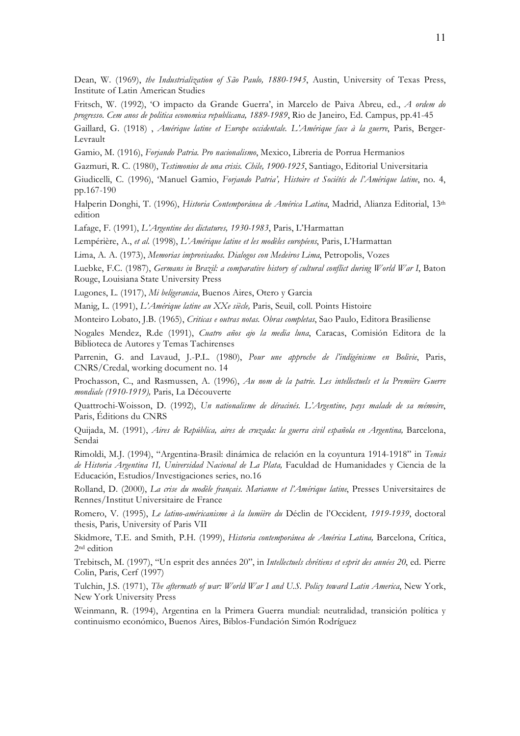Dean, W. (1969), *the Industrialization of São Paulo, 1880-1945*, Austin, University of Texas Press, Institute of Latin American Studies

Fritsch, W. (1992), 'O impacto da Grande Guerra', in Marcelo de Paiva Abreu, ed., *A ordem do progresso. Cem anos de politica economica republicana, 1889-1989*, Rio de Janeiro, Ed. Campus, pp.41-45

Gaillard, G. (1918) , *Amérique latine et Europe occidentale. L'Amérique face à la guerre*, Paris, Berger-Levrault

Gamio, M. (1916), *Forjando Patria. Pro nacionalismo*, Mexico, Libreria de Porrua Hermanios

Gazmuri, R. C. (1980), *Testimonios de una crisis. Chile, 1900-1925*, Santiago, Editorial Universitaria

Giudicelli, C. (1996), 'Manuel Gamio, *Forjando Patria', Histoire et Sociétés de l'Amérique latine*, no. 4, pp.167-190

Halperin Donghi, T. (1996), *Historia Contemporánea de América Latina*, Madrid, Alianza Editorial, 13th edition

Lafage, F. (1991), *L'Argentine des dictatures, 1930-1983*, Paris, L'Harmattan

Lempérière, A., *et al.* (1998), *L'Amérique latine et les modèles européens*, Paris, L'Harmattan

Lima, A. A. (1973), *Memorias improvisados. Dialogos con Medeiros Lima*, Petropolis, Vozes

Luebke, F.C. (1987), *Germans in Brazil: a comparative history of cultural conflict during World War I*, Baton Rouge, Louisiana State University Press

Lugones, L. (1917), *Mi beligerancia*, Buenos Aires, Otero y Garcia

Manig, L. (1991), *L'Amérique latine au XXe siècle,* Paris, Seuil, coll. Points Histoire

Monteiro Lobato, J.B. (1965), *Criticas e outras notas. Obras completas*, Sao Paulo, Editora Brasiliense

Nogales Mendez, R.de (1991), *Cuatro años ajo la media luna*, Caracas, Comisión Editora de la Biblioteca de Autores y Temas Tachirenses

Parrenin, G. and Lavaud, J.-P.L. (1980), *Pour une approche de l'indigénisme en Bolivie*, Paris, CNRS/Credal, working document no. 14

Prochasson, C., and Rasmussen, A. (1996), *Au nom de la patrie. Les intellectuels et la Première Guerre mondiale (1910-1919),* Paris, La Découverte

Quattrochi-Woisson, D. (1992), *Un nationalisme de déracinés. L'Argentine, pays malade de sa mémoire*, Paris, Éditions du CNRS

Quijada, M. (1991), *Aires de República, aires de cruzada: la guerra civil española en Argentina,* Barcelona, Sendai

Rimoldi, M.J. (1994), "Argentina-Brasil: dinámica de relación en la coyuntura 1914-1918" in *Temás de Historia Argentina 1I, Universidad Nacional de La Plata,* Faculdad de Humanidades y Ciencia de la Educación, Estudios/Investigaciones series, no.16

Rolland, D. (2000), *La crise du modèle français. Marianne et l'Amérique latine*, Presses Universitaires de Rennes/Institut Universitaire de France

Romero, V. (1995), *Le latino-américanisme à la lumière du* Déclin de l'Occident*, 1919-1939*, doctoral thesis, Paris, University of Paris VII

Skidmore, T.E. and Smith, P.H. (1999), *Historia contemporánea de América Latina,* Barcelona, Crítica, 2nd edition

Trebitsch, M. (1997), "Un esprit des années 20", in *Intellectuels chrétiens et esprit des années 20*, ed. Pierre Colin, Paris, Cerf (1997)

Tulchin, J.S. (1971), *The aftermath of war: World War I and U.S. Policy toward Latin America*, New York, New York University Press

Weinmann, R. (1994), Argentina en la Primera Guerra mundial: neutralidad, transición política y continuismo económico, Buenos Aires, Biblos-Fundación Simón Rodríguez